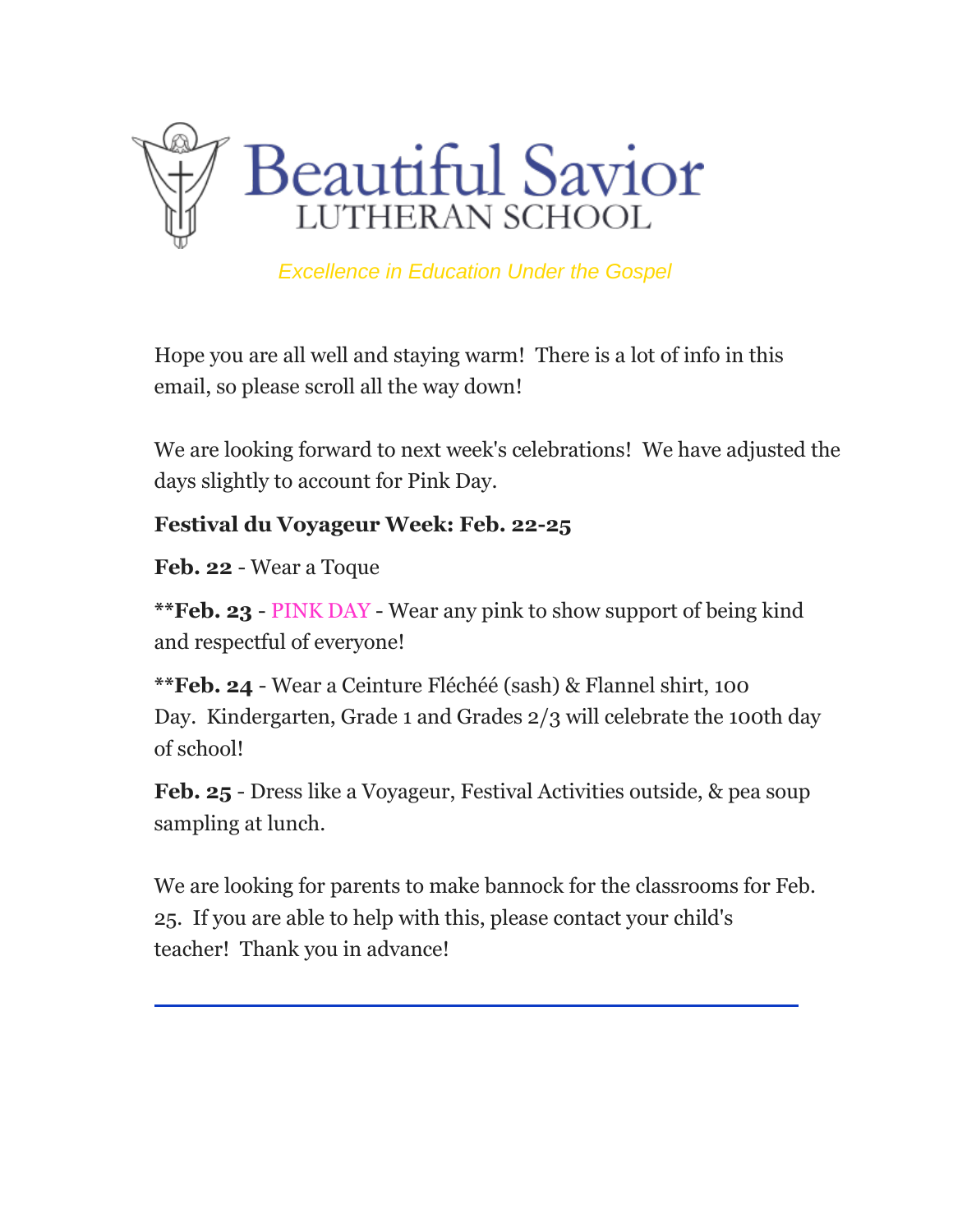# Beautiful Savior
## LUTHERAN SCHOOL

*Excellence in Education Under the Gospel*

Hope you are all well and staying warm! There is a lot of info in this email, so please scroll all the way down!

We are looking forward to next week's celebrations! We have adjusted the days slightly to account for Pink Day.

**Festival du Voyageur Week: Feb. 22-25**

**Feb. 22** - Wear a Toque

****Feb. 23** - PINK DAY - Wear any pink to show support of being kind and respectful of everyone!

****Feb. 24** - Wear a Ceinture Fléchéé (sash) & Flannel shirt, 100 Day. Kindergarten, Grade 1 and Grades 2/3 will celebrate the 100th day of school!

**Feb. 25** - Dress like a Voyageur, Festival Activities outside, & pea soup sampling at lunch.

We are looking for parents to make bannock for the classrooms for Feb. 25. If you are able to help with this, please contact your child's teacher! Thank you in advance!

---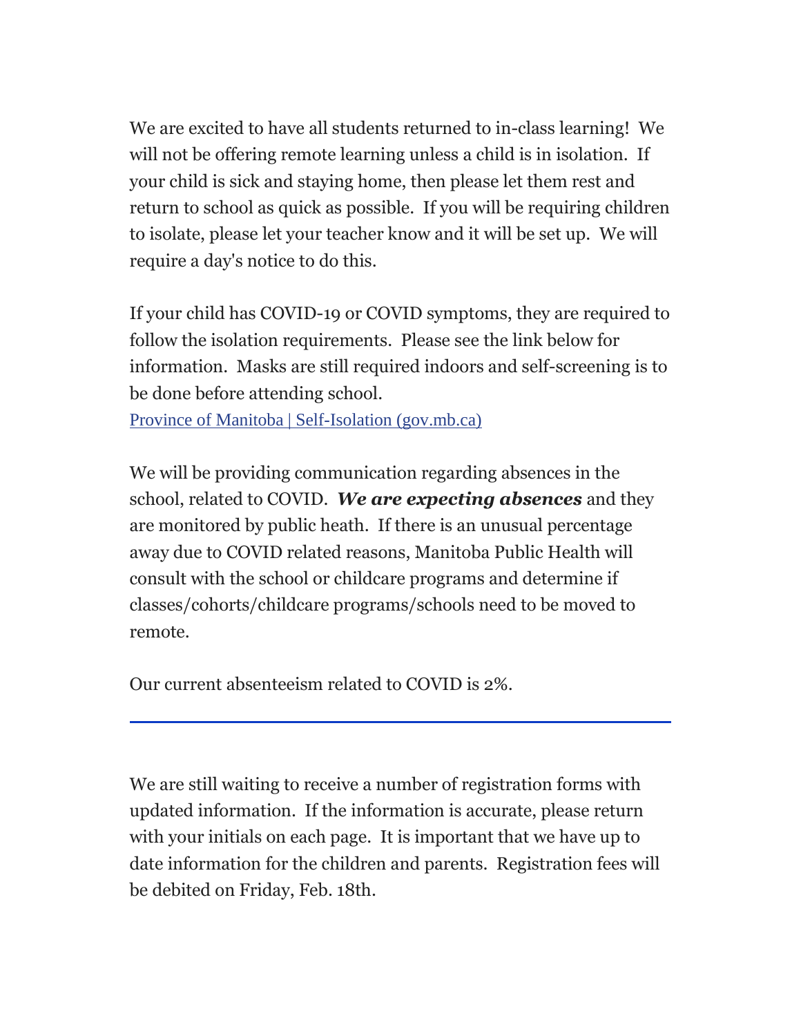We are excited to have all students returned to in-class learning! We will not be offering remote learning unless a child is in isolation. If your child is sick and staying home, then please let them rest and return to school as quick as possible. If you will be requiring children to isolate, please let your teacher know and it will be set up. We will require a day's notice to do this.

If your child has COVID-19 or COVID symptoms, they are required to follow the isolation requirements. Please see the link below for information. Masks are still required indoors and self-screening is to be done before attending school.
[Province of Manitoba | Self-Isolation (gov.mb.ca)]

We will be providing communication regarding absences in the school, related to COVID. ***We are expecting absences*** and they are monitored by public heath. If there is an unusual percentage away due to COVID related reasons, Manitoba Public Health will consult with the school or childcare programs and determine if classes/cohorts/childcare programs/schools need to be moved to remote.

Our current absenteeism related to COVID is 2%.

---

We are still waiting to receive a number of registration forms with updated information. If the information is accurate, please return with your initials on each page. It is important that we have up to date information for the children and parents. Registration fees will be debited on Friday, Feb. 18th.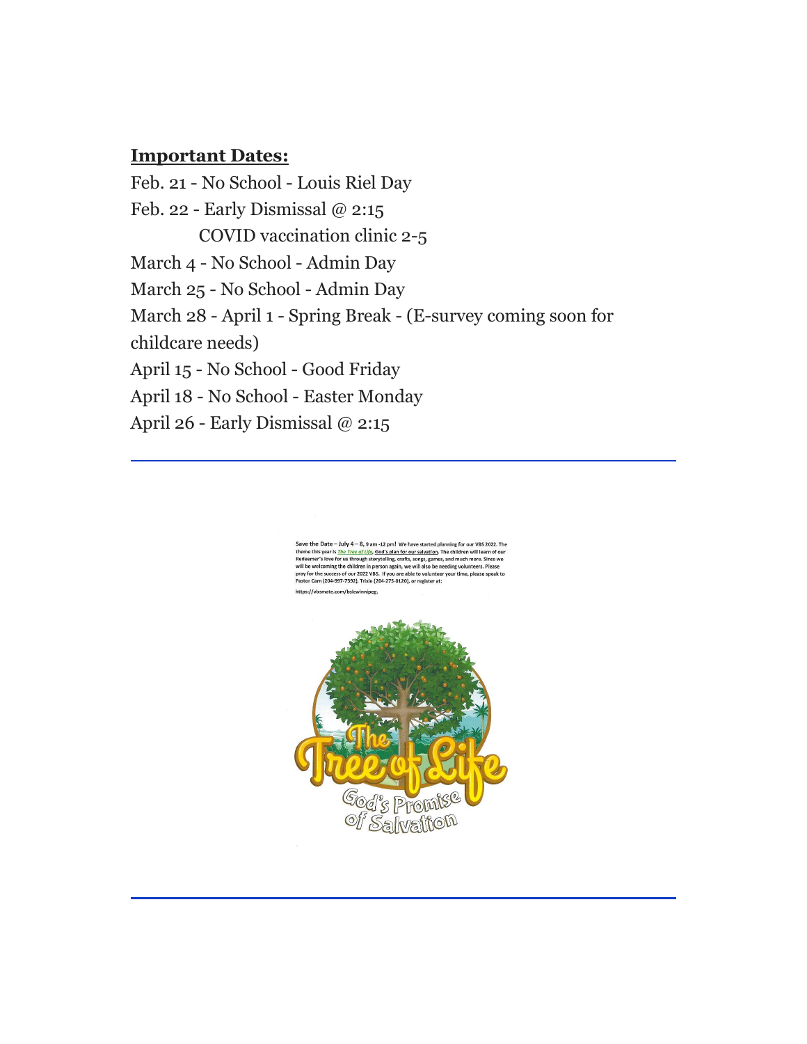**Important Dates:**

Feb. 21 - No School - Louis Riel Day

Feb. 22 - Early Dismissal @ 2:15

COVID vaccination clinic 2-5

March 4 - No School - Admin Day

March 25 - No School - Admin Day

March 28 - April 1 - Spring Break - (E-survey coming soon for childcare needs)

April 15 - No School - Good Friday

April 18 - No School - Easter Monday

April 26 - Early Dismissal @ 2:15

---

**Save the Date – July 4 – 8,** 9 am -12 pm! We have started planning for our VBS 2022. The theme this year is ***The Tree of Life***, God's plan for our salvation. The children will learn of our Redeemer's love for us through storytelling, crafts, songs, games, and much more. Since we will be welcoming the children in person again, we will also be needing volunteers. Please pray for the success of our 2022 VBS. If you are able to volunteer your time, please speak to Pastor Cam (204-997-7392), Trixie (204-275-0120), or register at:

https://vbsmate.com/bslcwinnipeg.

The Tree of Life
God's Promise of Salvation

---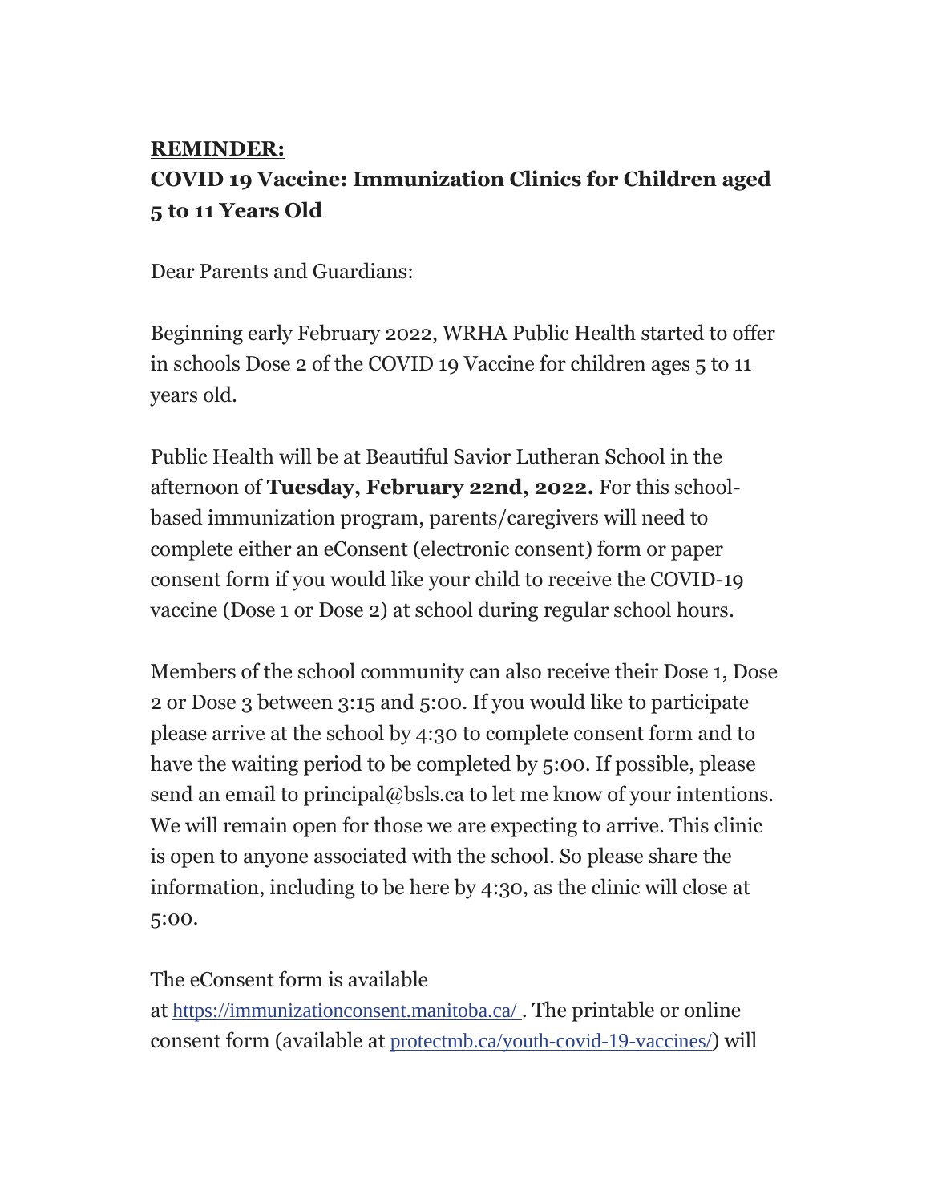**REMINDER:**

## COVID 19 Vaccine: Immunization Clinics for Children aged 5 to 11 Years Old

Dear Parents and Guardians:

Beginning early February 2022, WRHA Public Health started to offer in schools Dose 2 of the COVID 19 Vaccine for children ages 5 to 11 years old.

Public Health will be at Beautiful Savior Lutheran School in the afternoon of **Tuesday, February 22nd, 2022.** For this school-based immunization program, parents/caregivers will need to complete either an eConsent (electronic consent) form or paper consent form if you would like your child to receive the COVID-19 vaccine (Dose 1 or Dose 2) at school during regular school hours.

Members of the school community can also receive their Dose 1, Dose 2 or Dose 3 between 3:15 and 5:00. If you would like to participate please arrive at the school by 4:30 to complete consent form and to have the waiting period to be completed by 5:00. If possible, please send an email to principal@bsls.ca to let me know of your intentions. We will remain open for those we are expecting to arrive. This clinic is open to anyone associated with the school. So please share the information, including to be here by 4:30, as the clinic will close at 5:00.

The eConsent form is available at https://immunizationconsent.manitoba.ca/ . The printable or online consent form (available at protectmb.ca/youth-covid-19-vaccines/) will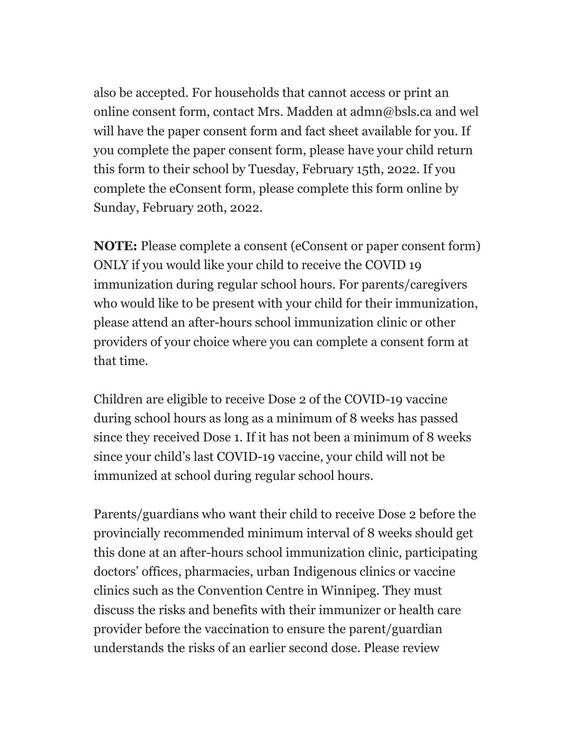also be accepted. For households that cannot access or print an online consent form, contact Mrs. Madden at admn@bsls.ca and wel will have the paper consent form and fact sheet available for you. If you complete the paper consent form, please have your child return this form to their school by Tuesday, February 15th, 2022. If you complete the eConsent form, please complete this form online by Sunday, February 20th, 2022.

**NOTE:** Please complete a consent (eConsent or paper consent form) ONLY if you would like your child to receive the COVID 19 immunization during regular school hours. For parents/caregivers who would like to be present with your child for their immunization, please attend an after-hours school immunization clinic or other providers of your choice where you can complete a consent form at that time.

Children are eligible to receive Dose 2 of the COVID-19 vaccine during school hours as long as a minimum of 8 weeks has passed since they received Dose 1. If it has not been a minimum of 8 weeks since your child's last COVID-19 vaccine, your child will not be immunized at school during regular school hours.

Parents/guardians who want their child to receive Dose 2 before the provincially recommended minimum interval of 8 weeks should get this done at an after-hours school immunization clinic, participating doctors' offices, pharmacies, urban Indigenous clinics or vaccine clinics such as the Convention Centre in Winnipeg. They must discuss the risks and benefits with their immunizer or health care provider before the vaccination to ensure the parent/guardian understands the risks of an earlier second dose. Please review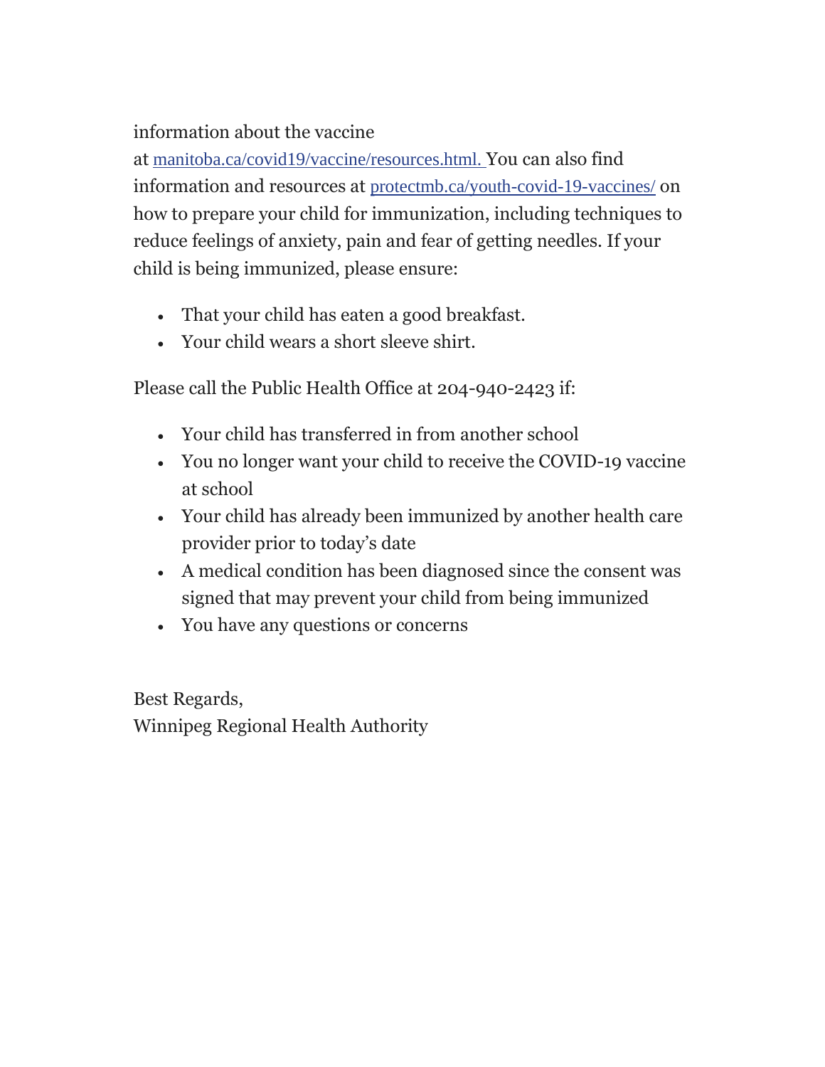information about the vaccine at manitoba.ca/covid19/vaccine/resources.html. You can also find information and resources at protectmb.ca/youth-covid-19-vaccines/ on how to prepare your child for immunization, including techniques to reduce feelings of anxiety, pain and fear of getting needles. If your child is being immunized, please ensure:

- That your child has eaten a good breakfast.
- Your child wears a short sleeve shirt.

Please call the Public Health Office at 204-940-2423 if:

- Your child has transferred in from another school
- You no longer want your child to receive the COVID-19 vaccine at school
- Your child has already been immunized by another health care provider prior to today's date
- A medical condition has been diagnosed since the consent was signed that may prevent your child from being immunized
- You have any questions or concerns

Best Regards,
Winnipeg Regional Health Authority